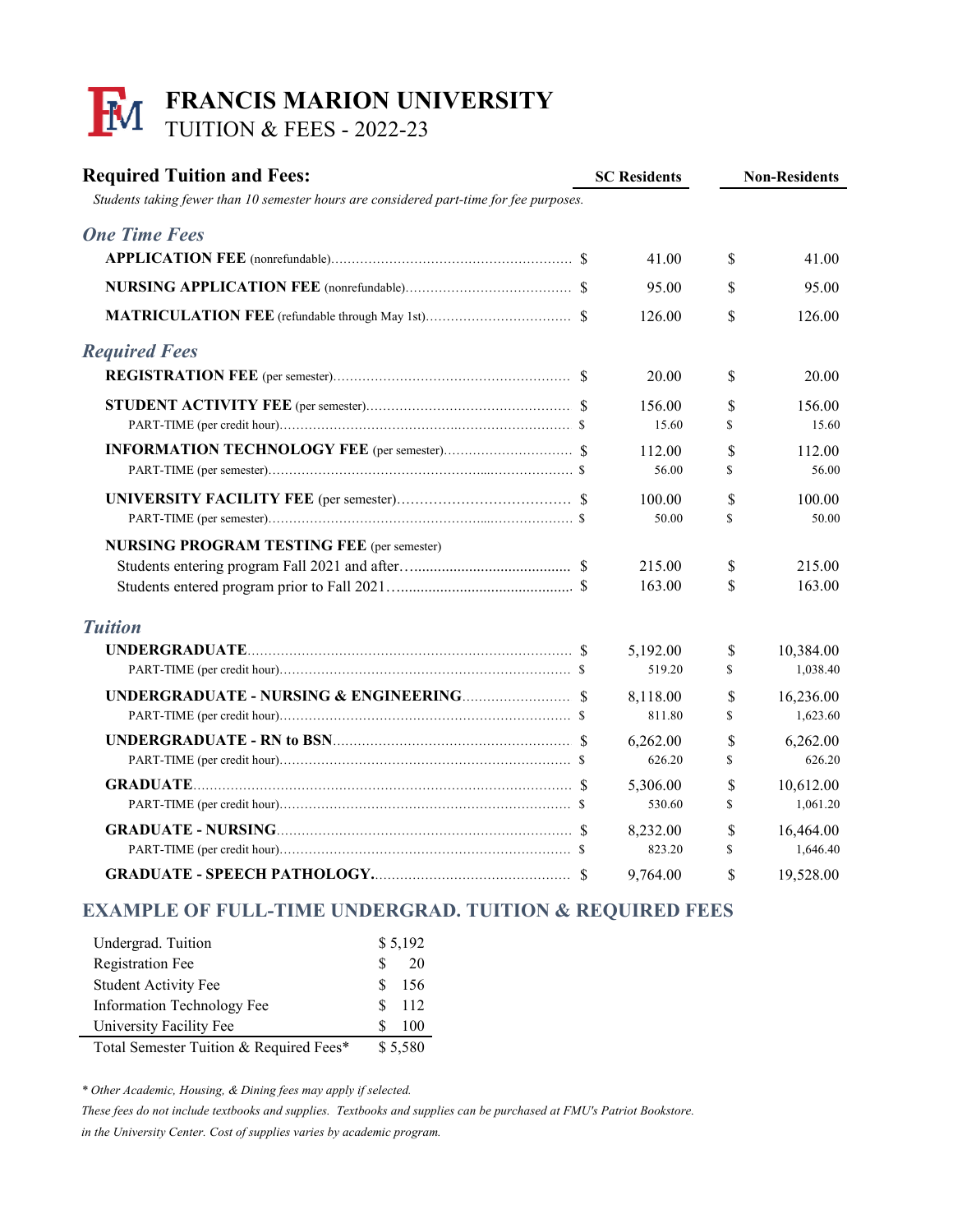# FRANCIS MARION UNIVERSITY
## TUITION & FEES - 2022-23

| Required Tuition and Fees: | SC Residents | Non-Residents |
|---|---|---|
| *Students taking fewer than 10 semester hours are considered part-time for fee purposes.* | | |
| ***One Time Fees*** | | |
| **APPLICATION FEE** (nonrefundable) | $ 41.00 | $ 41.00 |
| **NURSING APPLICATION FEE** (nonrefundable) | $ 95.00 | $ 95.00 |
| **MATRICULATION FEE** (refundable through May 1st) | $ 126.00 | $ 126.00 |
| ***Required Fees*** | | |
| **REGISTRATION FEE** (per semester) | $ 20.00 | $ 20.00 |
| **STUDENT ACTIVITY FEE** (per semester) | $ 156.00 | $ 156.00 |
| PART-TIME (per credit hour) | $ 15.60 | $ 15.60 |
| **INFORMATION TECHNOLOGY FEE** (per semester) | $ 112.00 | $ 112.00 |
| PART-TIME (per semester) | $ 56.00 | $ 56.00 |
| **UNIVERSITY FACILITY FEE** (per semester) | $ 100.00 | $ 100.00 |
| PART-TIME (per semester) | $ 50.00 | $ 50.00 |
| **NURSING PROGRAM TESTING FEE** (per semester) | | |
| Students entering program Fall 2021 and after | $ 215.00 | $ 215.00 |
| Students entered program prior to Fall 2021 | $ 163.00 | $ 163.00 |
| ***Tuition*** | | |
| **UNDERGRADUATE** | $ 5,192.00 | $ 10,384.00 |
| PART-TIME (per credit hour) | $ 519.20 | $ 1,038.40 |
| **UNDERGRADUATE - NURSING & ENGINEERING** | $ 8,118.00 | $ 16,236.00 |
| PART-TIME (per credit hour) | $ 811.80 | $ 1,623.60 |
| **UNDERGRADUATE - RN to BSN** | $ 6,262.00 | $ 6,262.00 |
| PART-TIME (per credit hour) | $ 626.20 | $ 626.20 |
| **GRADUATE** | $ 5,306.00 | $ 10,612.00 |
| PART-TIME (per credit hour) | $ 530.60 | $ 1,061.20 |
| **GRADUATE - NURSING** | $ 8,232.00 | $ 16,464.00 |
| PART-TIME (per credit hour) | $ 823.20 | $ 1,646.40 |
| **GRADUATE - SPEECH PATHOLOGY** | $ 9,764.00 | $ 19,528.00 |

## EXAMPLE OF FULL-TIME UNDERGRAD. TUITION & REQUIRED FEES

| Item | Amount |
|---|---|
| Undergrad. Tuition | $ 5,192 |
| Registration Fee | $ 20 |
| Student Activity Fee | $ 156 |
| Information Technology Fee | $ 112 |
| University Facility Fee | $ 100 |
| Total Semester Tuition & Required Fees* | $ 5,580 |

*\* Other Academic, Housing, & Dining fees may apply if selected.*

*These fees do not include textbooks and supplies. Textbooks and supplies can be purchased at FMU's Patriot Bookstore. in the University Center. Cost of supplies varies by academic program.*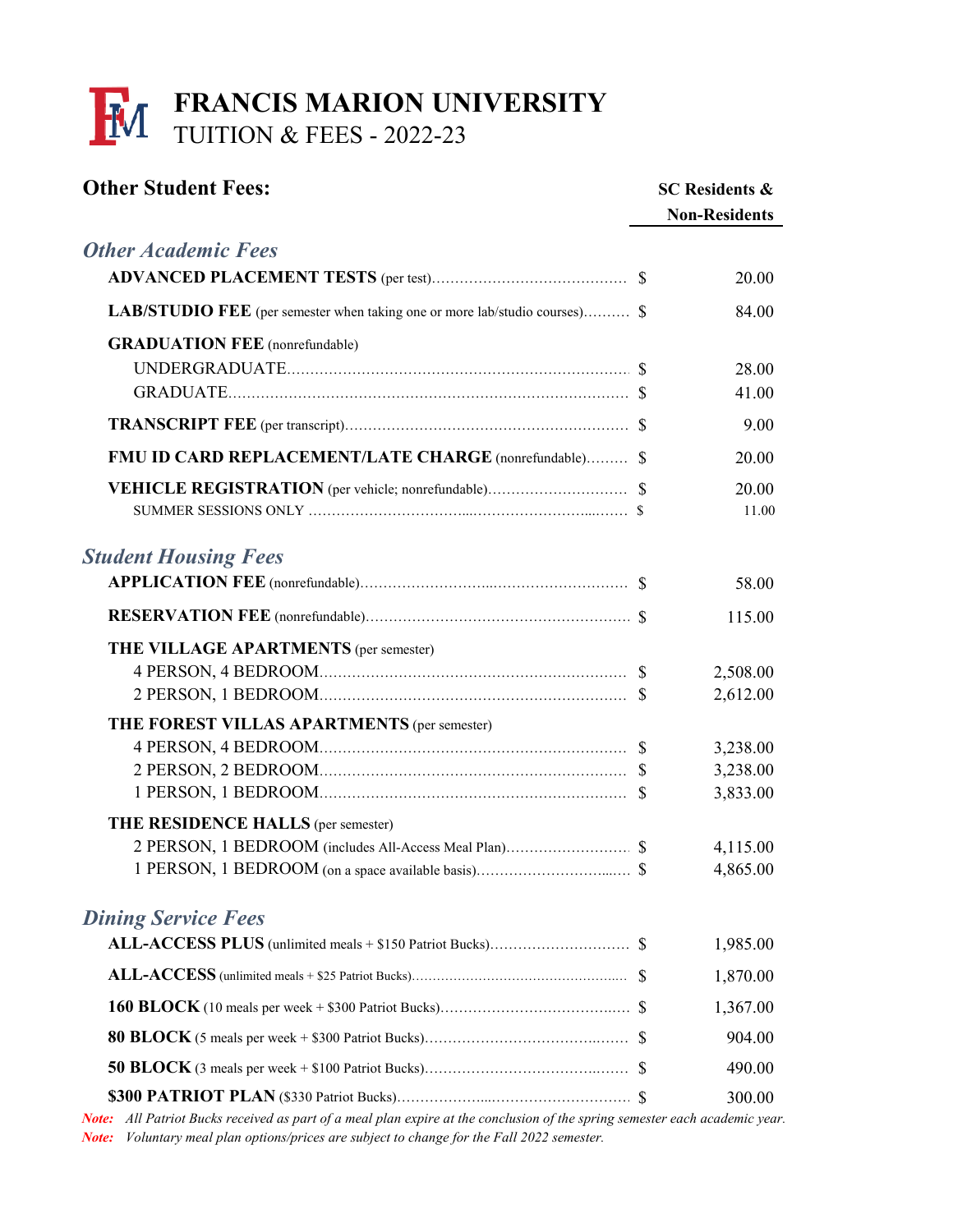# FRANCIS MARION UNIVERSITY
TUITION & FEES - 2022-23

## Other Student Fees:

| | | SC Residents & Non-Residents |
|---|---|---|
| ***Other Academic Fees*** | | |
| **ADVANCED PLACEMENT TESTS** (per test) | $ | 20.00 |
| **LAB/STUDIO FEE** (per semester when taking one or more lab/studio courses) | $ | 84.00 |
| **GRADUATION FEE** (nonrefundable) | | |
| UNDERGRADUATE | $ | 28.00 |
| GRADUATE | $ | 41.00 |
| **TRANSCRIPT FEE** (per transcript) | $ | 9.00 |
| **FMU ID CARD REPLACEMENT/LATE CHARGE** (nonrefundable) | $ | 20.00 |
| **VEHICLE REGISTRATION** (per vehicle; nonrefundable) | $ | 20.00 |
| SUMMER SESSIONS ONLY | $ | 11.00 |
| ***Student Housing Fees*** | | |
| **APPLICATION FEE** (nonrefundable) | $ | 58.00 |
| **RESERVATION FEE** (nonrefundable) | $ | 115.00 |
| **THE VILLAGE APARTMENTS** (per semester) | | |
| 4 PERSON, 4 BEDROOM | $ | 2,508.00 |
| 2 PERSON, 1 BEDROOM | $ | 2,612.00 |
| **THE FOREST VILLAS APARTMENTS** (per semester) | | |
| 4 PERSON, 4 BEDROOM | $ | 3,238.00 |
| 2 PERSON, 2 BEDROOM | $ | 3,238.00 |
| 1 PERSON, 1 BEDROOM | $ | 3,833.00 |
| **THE RESIDENCE HALLS** (per semester) | | |
| 2 PERSON, 1 BEDROOM (includes All-Access Meal Plan) | $ | 4,115.00 |
| 1 PERSON, 1 BEDROOM (on a space available basis) | $ | 4,865.00 |
| ***Dining Service Fees*** | | |
| **ALL-ACCESS PLUS** (unlimited meals + $150 Patriot Bucks) | $ | 1,985.00 |
| **ALL-ACCESS** (unlimited meals + $25 Patriot Bucks) | $ | 1,870.00 |
| **160 BLOCK** (10 meals per week + $300 Patriot Bucks) | $ | 1,367.00 |
| **80 BLOCK** (5 meals per week + $300 Patriot Bucks) | $ | 904.00 |
| **50 BLOCK** (3 meals per week + $100 Patriot Bucks) | $ | 490.00 |
| **$300 PATRIOT PLAN** ($330 Patriot Bucks) | $ | 300.00 |

***Note:*** *All Patriot Bucks received as part of a meal plan expire at the conclusion of the spring semester each academic year.*

***Note:*** *Voluntary meal plan options/prices are subject to change for the Fall 2022 semester.*